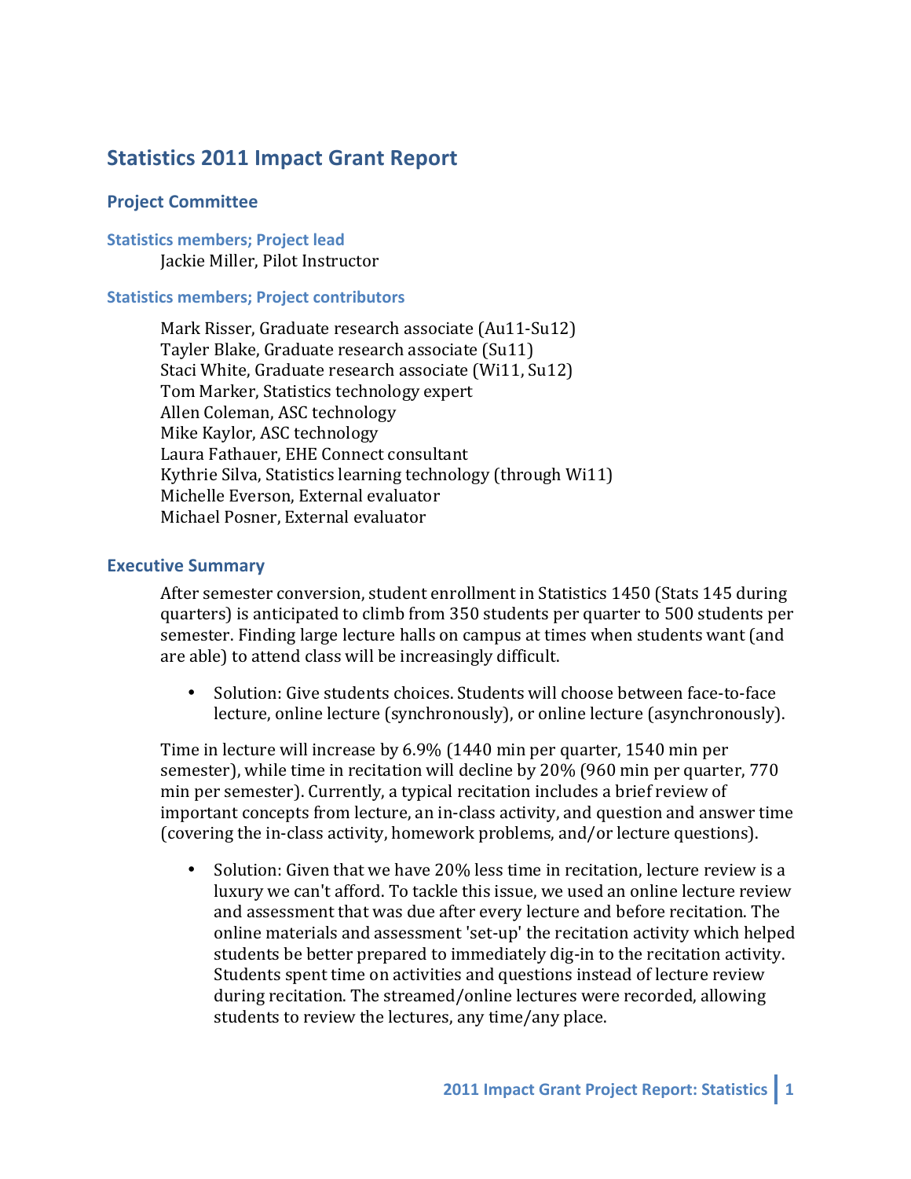# Statistics 2011 Impact Grant Report

## Project Committee

### Statistics members; Project lead

Jackie Miller, Pilot Instructor

### Statistics members; Project contributors

Mark Risser, Graduate research associate (Au11-Su12)
Tayler Blake, Graduate research associate (Su11)
Staci White, Graduate research associate (Wi11, Su12)
Tom Marker, Statistics technology expert
Allen Coleman, ASC technology
Mike Kaylor, ASC technology
Laura Fathauer, EHE Connect consultant
Kythrie Silva, Statistics learning technology (through Wi11)
Michelle Everson, External evaluator
Michael Posner, External evaluator

## Executive Summary

After semester conversion, student enrollment in Statistics 1450 (Stats 145 during quarters) is anticipated to climb from 350 students per quarter to 500 students per semester. Finding large lecture halls on campus at times when students want (and are able) to attend class will be increasingly difficult.

- Solution: Give students choices. Students will choose between face-to-face lecture, online lecture (synchronously), or online lecture (asynchronously).

Time in lecture will increase by 6.9% (1440 min per quarter, 1540 min per semester), while time in recitation will decline by 20% (960 min per quarter, 770 min per semester). Currently, a typical recitation includes a brief review of important concepts from lecture, an in-class activity, and question and answer time (covering the in-class activity, homework problems, and/or lecture questions).

- Solution: Given that we have 20% less time in recitation, lecture review is a luxury we can't afford. To tackle this issue, we used an online lecture review and assessment that was due after every lecture and before recitation. The online materials and assessment 'set-up' the recitation activity which helped students be better prepared to immediately dig-in to the recitation activity. Students spent time on activities and questions instead of lecture review during recitation. The streamed/online lectures were recorded, allowing students to review the lectures, any time/any place.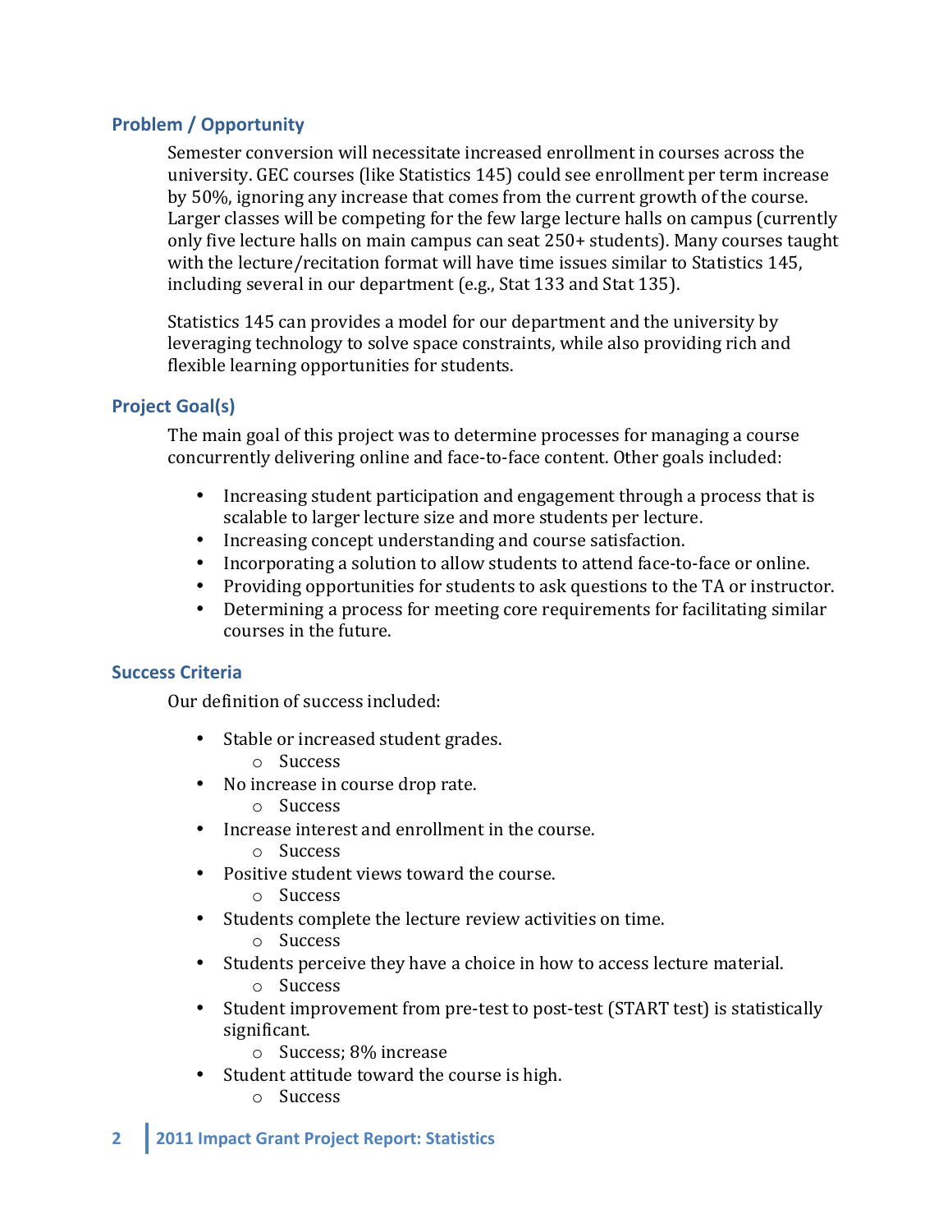## Problem / Opportunity

Semester conversion will necessitate increased enrollment in courses across the university. GEC courses (like Statistics 145) could see enrollment per term increase by 50%, ignoring any increase that comes from the current growth of the course. Larger classes will be competing for the few large lecture halls on campus (currently only five lecture halls on main campus can seat 250+ students). Many courses taught with the lecture/recitation format will have time issues similar to Statistics 145, including several in our department (e.g., Stat 133 and Stat 135).

Statistics 145 can provides a model for our department and the university by leveraging technology to solve space constraints, while also providing rich and flexible learning opportunities for students.

## Project Goal(s)

The main goal of this project was to determine processes for managing a course concurrently delivering online and face-to-face content. Other goals included:

- Increasing student participation and engagement through a process that is scalable to larger lecture size and more students per lecture.
- Increasing concept understanding and course satisfaction.
- Incorporating a solution to allow students to attend face-to-face or online.
- Providing opportunities for students to ask questions to the TA or instructor.
- Determining a process for meeting core requirements for facilitating similar courses in the future.

## Success Criteria

Our definition of success included:

- Stable or increased student grades.
  - Success
- No increase in course drop rate.
  - Success
- Increase interest and enrollment in the course.
  - Success
- Positive student views toward the course.
  - Success
- Students complete the lecture review activities on time.
  - Success
- Students perceive they have a choice in how to access lecture material.
  - Success
- Student improvement from pre-test to post-test (START test) is statistically significant.
  - Success; 8% increase
- Student attitude toward the course is high.
  - Success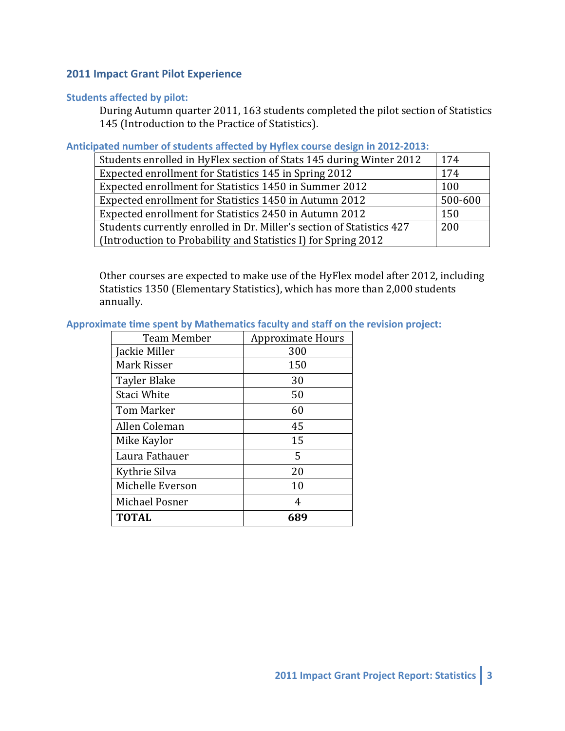## 2011 Impact Grant Pilot Experience

### Students affected by pilot:

During Autumn quarter 2011, 163 students completed the pilot section of Statistics 145 (Introduction to the Practice of Statistics).

### Anticipated number of students affected by Hyflex course design in 2012-2013:

| | |
|---|---|
| Students enrolled in HyFlex section of Stats 145 during Winter 2012 | 174 |
| Expected enrollment for Statistics 145 in Spring 2012 | 174 |
| Expected enrollment for Statistics 1450 in Summer 2012 | 100 |
| Expected enrollment for Statistics 1450 in Autumn 2012 | 500-600 |
| Expected enrollment for Statistics 2450 in Autumn 2012 | 150 |
| Students currently enrolled in Dr. Miller's section of Statistics 427 (Introduction to Probability and Statistics I) for Spring 2012 | 200 |

Other courses are expected to make use of the HyFlex model after 2012, including Statistics 1350 (Elementary Statistics), which has more than 2,000 students annually.

### Approximate time spent by Mathematics faculty and staff on the revision project:

| Team Member | Approximate Hours |
|---|---|
| Jackie Miller | 300 |
| Mark Risser | 150 |
| Tayler Blake | 30 |
| Staci White | 50 |
| Tom Marker | 60 |
| Allen Coleman | 45 |
| Mike Kaylor | 15 |
| Laura Fathauer | 5 |
| Kythrie Silva | 20 |
| Michelle Everson | 10 |
| Michael Posner | 4 |
| **TOTAL** | **689** |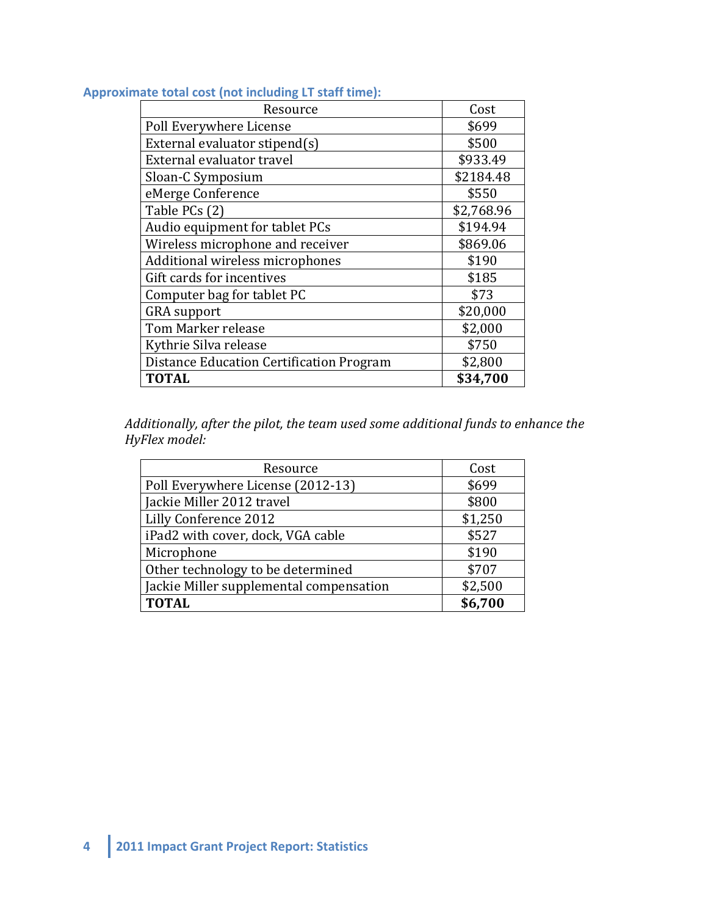### Approximate total cost (not including LT staff time):

| Resource | Cost |
|---|---|
| Poll Everywhere License | $699 |
| External evaluator stipend(s) | $500 |
| External evaluator travel | $933.49 |
| Sloan-C Symposium | $2184.48 |
| eMerge Conference | $550 |
| Table PCs (2) | $2,768.96 |
| Audio equipment for tablet PCs | $194.94 |
| Wireless microphone and receiver | $869.06 |
| Additional wireless microphones | $190 |
| Gift cards for incentives | $185 |
| Computer bag for tablet PC | $73 |
| GRA support | $20,000 |
| Tom Marker release | $2,000 |
| Kythrie Silva release | $750 |
| Distance Education Certification Program | $2,800 |
| **TOTAL** | **$34,700** |

*Additionally, after the pilot, the team used some additional funds to enhance the HyFlex model:*

| Resource | Cost |
|---|---|
| Poll Everywhere License (2012-13) | $699 |
| Jackie Miller 2012 travel | $800 |
| Lilly Conference 2012 | $1,250 |
| iPad2 with cover, dock, VGA cable | $527 |
| Microphone | $190 |
| Other technology to be determined | $707 |
| Jackie Miller supplemental compensation | $2,500 |
| **TOTAL** | **$6,700** |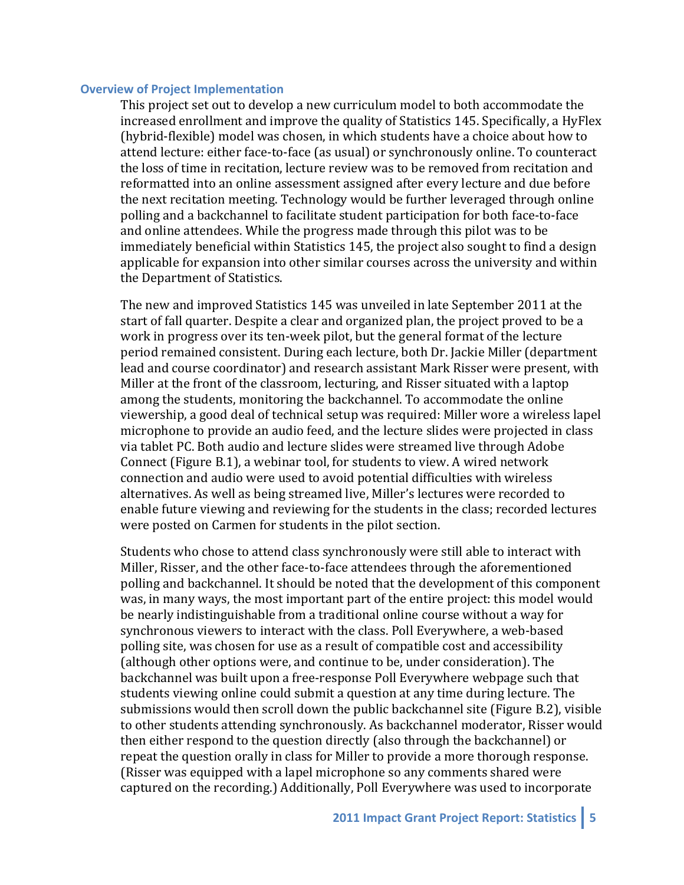## Overview of Project Implementation

This project set out to develop a new curriculum model to both accommodate the increased enrollment and improve the quality of Statistics 145. Specifically, a HyFlex (hybrid-flexible) model was chosen, in which students have a choice about how to attend lecture: either face-to-face (as usual) or synchronously online. To counteract the loss of time in recitation, lecture review was to be removed from recitation and reformatted into an online assessment assigned after every lecture and due before the next recitation meeting. Technology would be further leveraged through online polling and a backchannel to facilitate student participation for both face-to-face and online attendees. While the progress made through this pilot was to be immediately beneficial within Statistics 145, the project also sought to find a design applicable for expansion into other similar courses across the university and within the Department of Statistics.

The new and improved Statistics 145 was unveiled in late September 2011 at the start of fall quarter. Despite a clear and organized plan, the project proved to be a work in progress over its ten-week pilot, but the general format of the lecture period remained consistent. During each lecture, both Dr. Jackie Miller (department lead and course coordinator) and research assistant Mark Risser were present, with Miller at the front of the classroom, lecturing, and Risser situated with a laptop among the students, monitoring the backchannel. To accommodate the online viewership, a good deal of technical setup was required: Miller wore a wireless lapel microphone to provide an audio feed, and the lecture slides were projected in class via tablet PC. Both audio and lecture slides were streamed live through Adobe Connect (Figure B.1), a webinar tool, for students to view. A wired network connection and audio were used to avoid potential difficulties with wireless alternatives. As well as being streamed live, Miller's lectures were recorded to enable future viewing and reviewing for the students in the class; recorded lectures were posted on Carmen for students in the pilot section.

Students who chose to attend class synchronously were still able to interact with Miller, Risser, and the other face-to-face attendees through the aforementioned polling and backchannel. It should be noted that the development of this component was, in many ways, the most important part of the entire project: this model would be nearly indistinguishable from a traditional online course without a way for synchronous viewers to interact with the class. Poll Everywhere, a web-based polling site, was chosen for use as a result of compatible cost and accessibility (although other options were, and continue to be, under consideration). The backchannel was built upon a free-response Poll Everywhere webpage such that students viewing online could submit a question at any time during lecture. The submissions would then scroll down the public backchannel site (Figure B.2), visible to other students attending synchronously. As backchannel moderator, Risser would then either respond to the question directly (also through the backchannel) or repeat the question orally in class for Miller to provide a more thorough response. (Risser was equipped with a lapel microphone so any comments shared were captured on the recording.) Additionally, Poll Everywhere was used to incorporate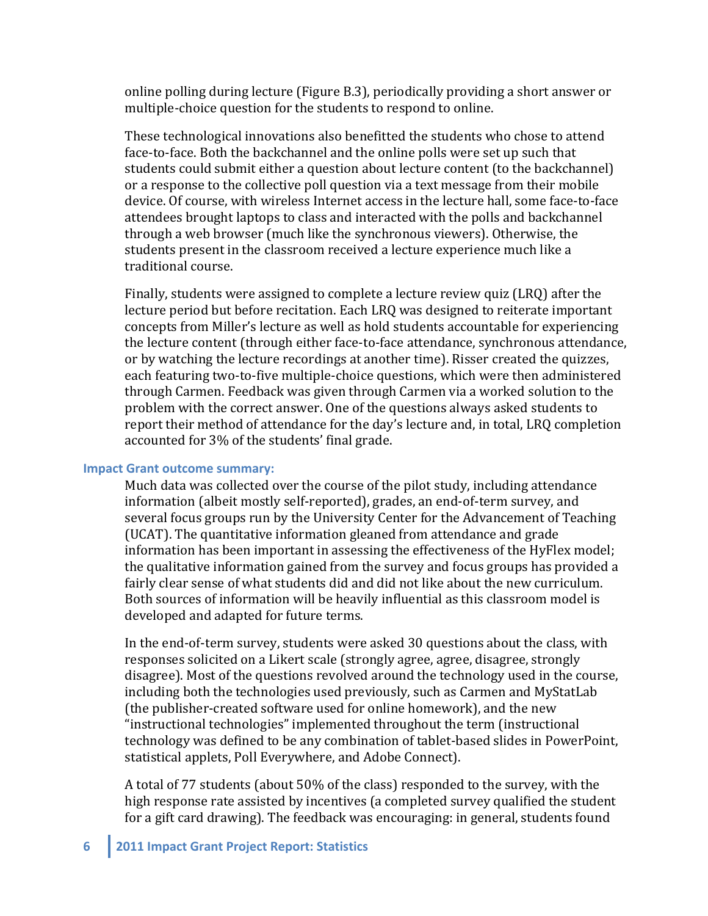online polling during lecture (Figure B.3), periodically providing a short answer or multiple-choice question for the students to respond to online.

These technological innovations also benefitted the students who chose to attend face-to-face. Both the backchannel and the online polls were set up such that students could submit either a question about lecture content (to the backchannel) or a response to the collective poll question via a text message from their mobile device. Of course, with wireless Internet access in the lecture hall, some face-to-face attendees brought laptops to class and interacted with the polls and backchannel through a web browser (much like the synchronous viewers). Otherwise, the students present in the classroom received a lecture experience much like a traditional course.

Finally, students were assigned to complete a lecture review quiz (LRQ) after the lecture period but before recitation. Each LRQ was designed to reiterate important concepts from Miller's lecture as well as hold students accountable for experiencing the lecture content (through either face-to-face attendance, synchronous attendance, or by watching the lecture recordings at another time). Risser created the quizzes, each featuring two-to-five multiple-choice questions, which were then administered through Carmen. Feedback was given through Carmen via a worked solution to the problem with the correct answer. One of the questions always asked students to report their method of attendance for the day's lecture and, in total, LRQ completion accounted for 3% of the students' final grade.

### Impact Grant outcome summary:

Much data was collected over the course of the pilot study, including attendance information (albeit mostly self-reported), grades, an end-of-term survey, and several focus groups run by the University Center for the Advancement of Teaching (UCAT). The quantitative information gleaned from attendance and grade information has been important in assessing the effectiveness of the HyFlex model; the qualitative information gained from the survey and focus groups has provided a fairly clear sense of what students did and did not like about the new curriculum. Both sources of information will be heavily influential as this classroom model is developed and adapted for future terms.

In the end-of-term survey, students were asked 30 questions about the class, with responses solicited on a Likert scale (strongly agree, agree, disagree, strongly disagree). Most of the questions revolved around the technology used in the course, including both the technologies used previously, such as Carmen and MyStatLab (the publisher-created software used for online homework), and the new "instructional technologies" implemented throughout the term (instructional technology was defined to be any combination of tablet-based slides in PowerPoint, statistical applets, Poll Everywhere, and Adobe Connect).

A total of 77 students (about 50% of the class) responded to the survey, with the high response rate assisted by incentives (a completed survey qualified the student for a gift card drawing). The feedback was encouraging: in general, students found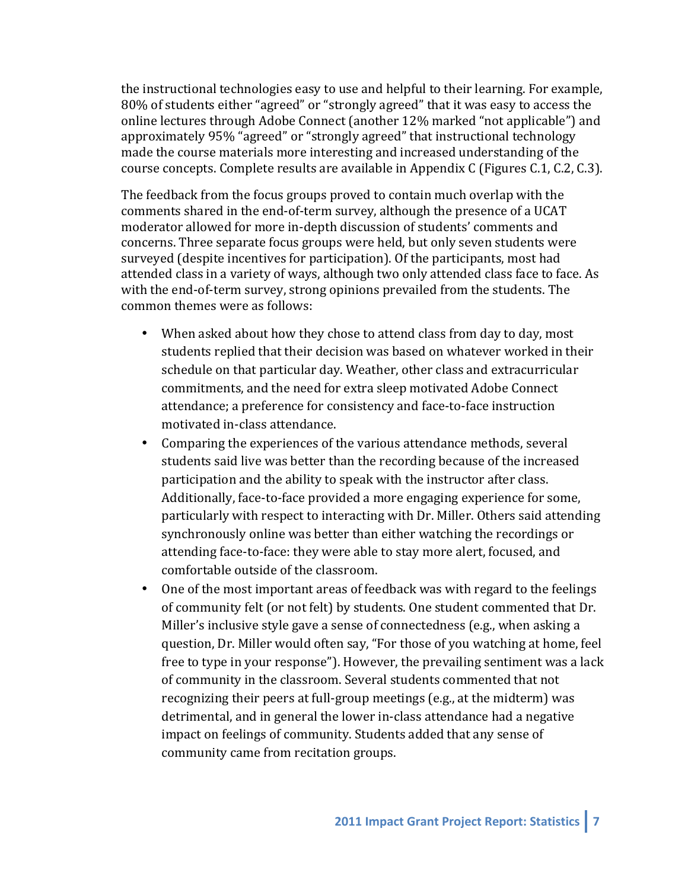the instructional technologies easy to use and helpful to their learning. For example, 80% of students either "agreed" or "strongly agreed" that it was easy to access the online lectures through Adobe Connect (another 12% marked "not applicable") and approximately 95% "agreed" or "strongly agreed" that instructional technology made the course materials more interesting and increased understanding of the course concepts. Complete results are available in Appendix C (Figures C.1, C.2, C.3).

The feedback from the focus groups proved to contain much overlap with the comments shared in the end-of-term survey, although the presence of a UCAT moderator allowed for more in-depth discussion of students' comments and concerns. Three separate focus groups were held, but only seven students were surveyed (despite incentives for participation). Of the participants, most had attended class in a variety of ways, although two only attended class face to face. As with the end-of-term survey, strong opinions prevailed from the students. The common themes were as follows:

- When asked about how they chose to attend class from day to day, most students replied that their decision was based on whatever worked in their schedule on that particular day. Weather, other class and extracurricular commitments, and the need for extra sleep motivated Adobe Connect attendance; a preference for consistency and face-to-face instruction motivated in-class attendance.
- Comparing the experiences of the various attendance methods, several students said live was better than the recording because of the increased participation and the ability to speak with the instructor after class. Additionally, face-to-face provided a more engaging experience for some, particularly with respect to interacting with Dr. Miller. Others said attending synchronously online was better than either watching the recordings or attending face-to-face: they were able to stay more alert, focused, and comfortable outside of the classroom.
- One of the most important areas of feedback was with regard to the feelings of community felt (or not felt) by students. One student commented that Dr. Miller's inclusive style gave a sense of connectedness (e.g., when asking a question, Dr. Miller would often say, "For those of you watching at home, feel free to type in your response"). However, the prevailing sentiment was a lack of community in the classroom. Several students commented that not recognizing their peers at full-group meetings (e.g., at the midterm) was detrimental, and in general the lower in-class attendance had a negative impact on feelings of community. Students added that any sense of community came from recitation groups.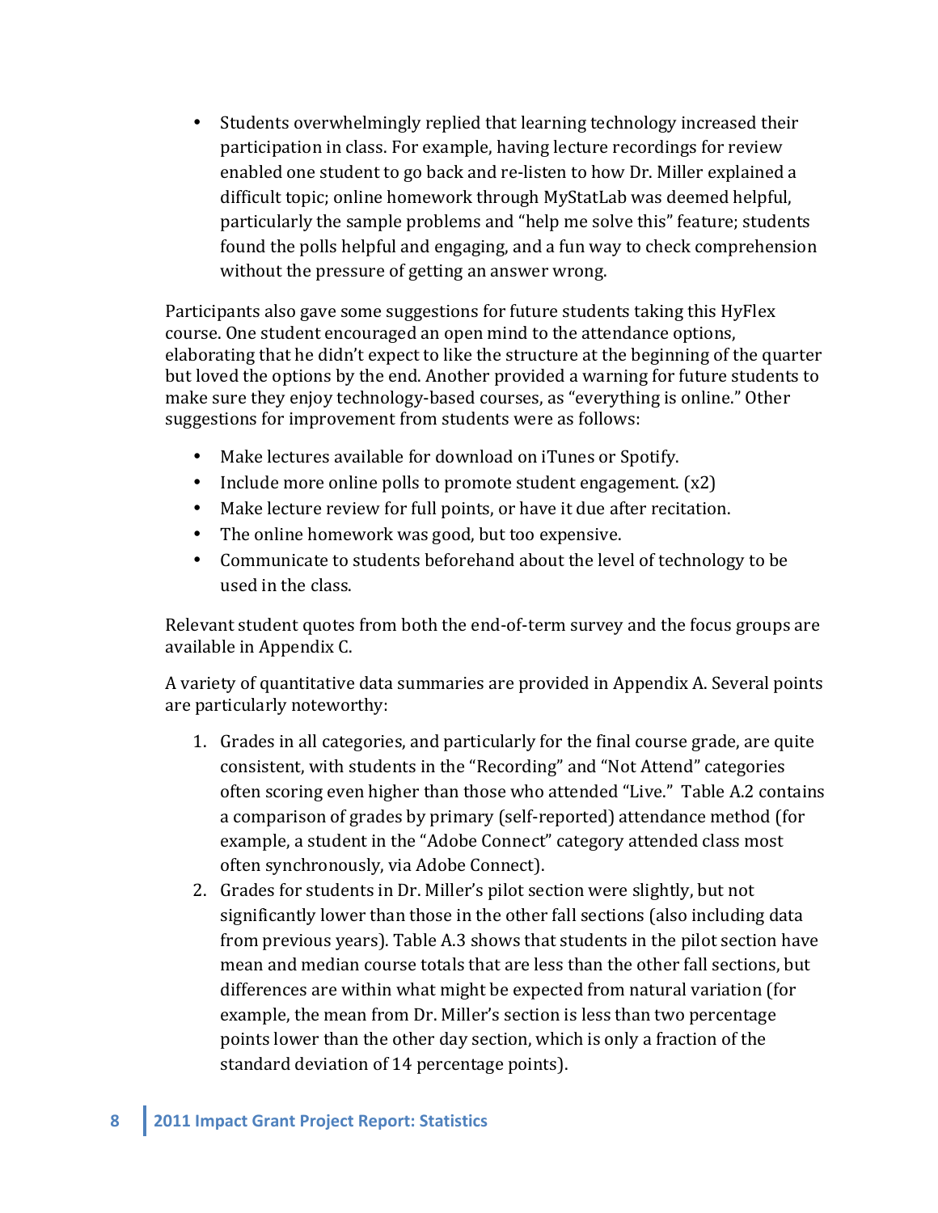- Students overwhelmingly replied that learning technology increased their participation in class. For example, having lecture recordings for review enabled one student to go back and re-listen to how Dr. Miller explained a difficult topic; online homework through MyStatLab was deemed helpful, particularly the sample problems and "help me solve this" feature; students found the polls helpful and engaging, and a fun way to check comprehension without the pressure of getting an answer wrong.

Participants also gave some suggestions for future students taking this HyFlex course. One student encouraged an open mind to the attendance options, elaborating that he didn't expect to like the structure at the beginning of the quarter but loved the options by the end. Another provided a warning for future students to make sure they enjoy technology-based courses, as "everything is online." Other suggestions for improvement from students were as follows:

- Make lectures available for download on iTunes or Spotify.
- Include more online polls to promote student engagement. (x2)
- Make lecture review for full points, or have it due after recitation.
- The online homework was good, but too expensive.
- Communicate to students beforehand about the level of technology to be used in the class.

Relevant student quotes from both the end-of-term survey and the focus groups are available in Appendix C.

A variety of quantitative data summaries are provided in Appendix A. Several points are particularly noteworthy:

1. Grades in all categories, and particularly for the final course grade, are quite consistent, with students in the "Recording" and "Not Attend" categories often scoring even higher than those who attended "Live." Table A.2 contains a comparison of grades by primary (self-reported) attendance method (for example, a student in the "Adobe Connect" category attended class most often synchronously, via Adobe Connect).
2. Grades for students in Dr. Miller's pilot section were slightly, but not significantly lower than those in the other fall sections (also including data from previous years). Table A.3 shows that students in the pilot section have mean and median course totals that are less than the other fall sections, but differences are within what might be expected from natural variation (for example, the mean from Dr. Miller's section is less than two percentage points lower than the other day section, which is only a fraction of the standard deviation of 14 percentage points).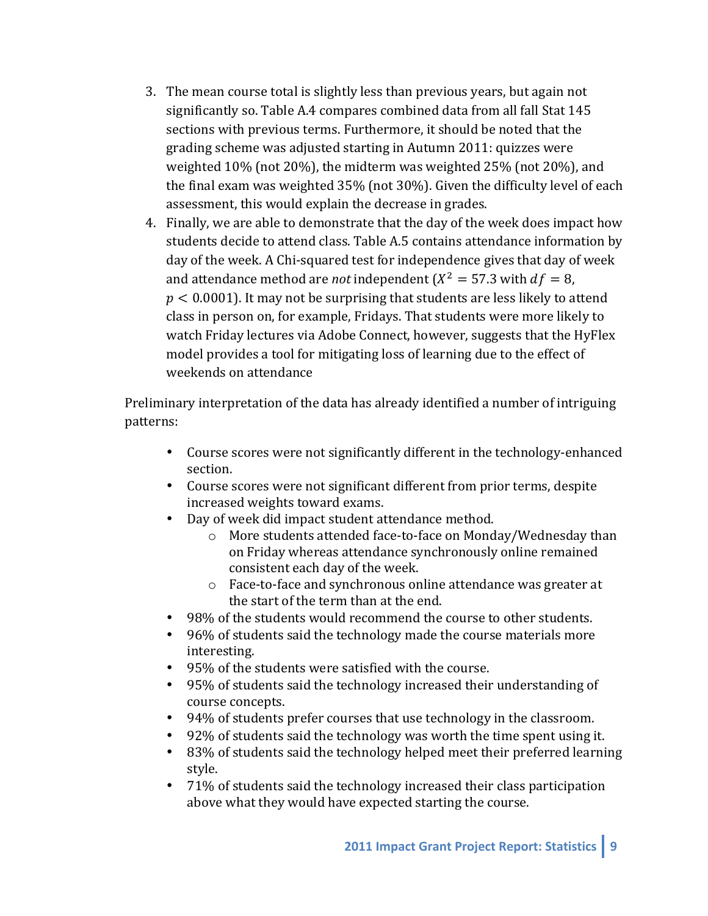3. The mean course total is slightly less than previous years, but again not significantly so. Table A.4 compares combined data from all fall Stat 145 sections with previous terms. Furthermore, it should be noted that the grading scheme was adjusted starting in Autumn 2011: quizzes were weighted 10% (not 20%), the midterm was weighted 25% (not 20%), and the final exam was weighted 35% (not 30%). Given the difficulty level of each assessment, this would explain the decrease in grades.
4. Finally, we are able to demonstrate that the day of the week does impact how students decide to attend class. Table A.5 contains attendance information by day of the week. A Chi-squared test for independence gives that day of week and attendance method are *not* independent ($X^2 = 57.3$ with $df = 8$, $p < 0.0001$). It may not be surprising that students are less likely to attend class in person on, for example, Fridays. That students were more likely to watch Friday lectures via Adobe Connect, however, suggests that the HyFlex model provides a tool for mitigating loss of learning due to the effect of weekends on attendance

Preliminary interpretation of the data has already identified a number of intriguing patterns:

- Course scores were not significantly different in the technology-enhanced section.
- Course scores were not significant different from prior terms, despite increased weights toward exams.
- Day of week did impact student attendance method.
  - More students attended face-to-face on Monday/Wednesday than on Friday whereas attendance synchronously online remained consistent each day of the week.
  - Face-to-face and synchronous online attendance was greater at the start of the term than at the end.
- 98% of the students would recommend the course to other students.
- 96% of students said the technology made the course materials more interesting.
- 95% of the students were satisfied with the course.
- 95% of students said the technology increased their understanding of course concepts.
- 94% of students prefer courses that use technology in the classroom.
- 92% of students said the technology was worth the time spent using it.
- 83% of students said the technology helped meet their preferred learning style.
- 71% of students said the technology increased their class participation above what they would have expected starting the course.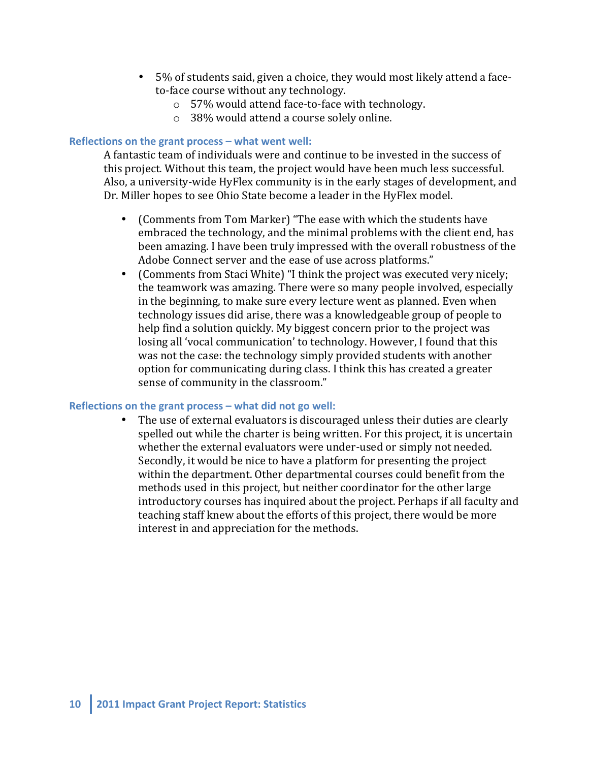- 5% of students said, given a choice, they would most likely attend a face-to-face course without any technology.
  - 57% would attend face-to-face with technology.
  - 38% would attend a course solely online.

### Reflections on the grant process – what went well:

A fantastic team of individuals were and continue to be invested in the success of this project. Without this team, the project would have been much less successful. Also, a university-wide HyFlex community is in the early stages of development, and Dr. Miller hopes to see Ohio State become a leader in the HyFlex model.

- (Comments from Tom Marker) "The ease with which the students have embraced the technology, and the minimal problems with the client end, has been amazing. I have been truly impressed with the overall robustness of the Adobe Connect server and the ease of use across platforms."
- (Comments from Staci White) "I think the project was executed very nicely; the teamwork was amazing. There were so many people involved, especially in the beginning, to make sure every lecture went as planned. Even when technology issues did arise, there was a knowledgeable group of people to help find a solution quickly. My biggest concern prior to the project was losing all 'vocal communication' to technology. However, I found that this was not the case: the technology simply provided students with another option for communicating during class. I think this has created a greater sense of community in the classroom."

### Reflections on the grant process – what did not go well:

- The use of external evaluators is discouraged unless their duties are clearly spelled out while the charter is being written. For this project, it is uncertain whether the external evaluators were under-used or simply not needed. Secondly, it would be nice to have a platform for presenting the project within the department. Other departmental courses could benefit from the methods used in this project, but neither coordinator for the other large introductory courses has inquired about the project. Perhaps if all faculty and teaching staff knew about the efforts of this project, there would be more interest in and appreciation for the methods.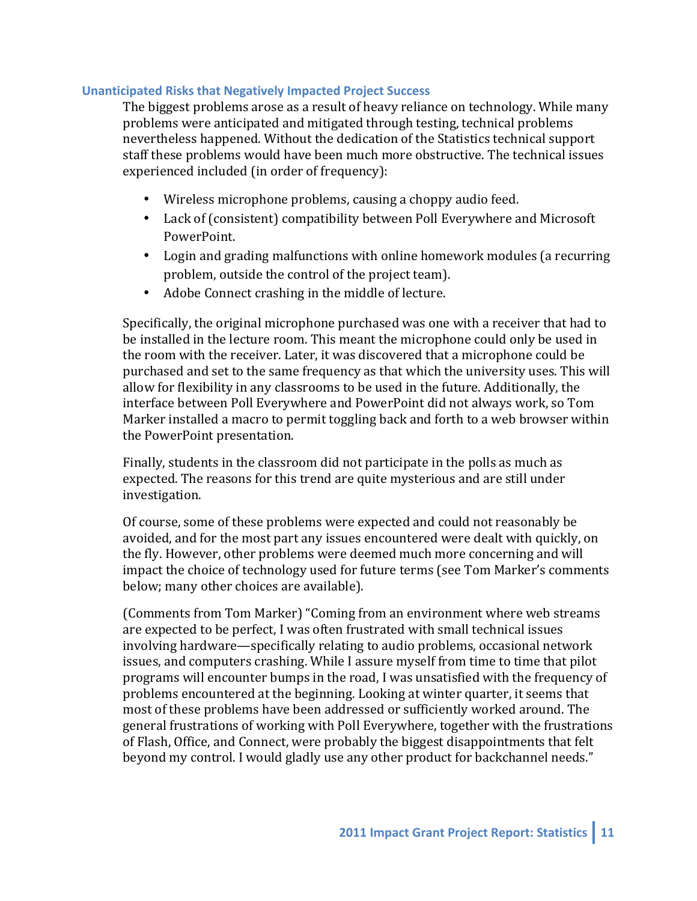### Unanticipated Risks that Negatively Impacted Project Success

The biggest problems arose as a result of heavy reliance on technology. While many problems were anticipated and mitigated through testing, technical problems nevertheless happened. Without the dedication of the Statistics technical support staff these problems would have been much more obstructive. The technical issues experienced included (in order of frequency):

- Wireless microphone problems, causing a choppy audio feed.
- Lack of (consistent) compatibility between Poll Everywhere and Microsoft PowerPoint.
- Login and grading malfunctions with online homework modules (a recurring problem, outside the control of the project team).
- Adobe Connect crashing in the middle of lecture.

Specifically, the original microphone purchased was one with a receiver that had to be installed in the lecture room. This meant the microphone could only be used in the room with the receiver. Later, it was discovered that a microphone could be purchased and set to the same frequency as that which the university uses. This will allow for flexibility in any classrooms to be used in the future. Additionally, the interface between Poll Everywhere and PowerPoint did not always work, so Tom Marker installed a macro to permit toggling back and forth to a web browser within the PowerPoint presentation.

Finally, students in the classroom did not participate in the polls as much as expected. The reasons for this trend are quite mysterious and are still under investigation.

Of course, some of these problems were expected and could not reasonably be avoided, and for the most part any issues encountered were dealt with quickly, on the fly. However, other problems were deemed much more concerning and will impact the choice of technology used for future terms (see Tom Marker's comments below; many other choices are available).

(Comments from Tom Marker) "Coming from an environment where web streams are expected to be perfect, I was often frustrated with small technical issues involving hardware—specifically relating to audio problems, occasional network issues, and computers crashing. While I assure myself from time to time that pilot programs will encounter bumps in the road, I was unsatisfied with the frequency of problems encountered at the beginning. Looking at winter quarter, it seems that most of these problems have been addressed or sufficiently worked around. The general frustrations of working with Poll Everywhere, together with the frustrations of Flash, Office, and Connect, were probably the biggest disappointments that felt beyond my control. I would gladly use any other product for backchannel needs."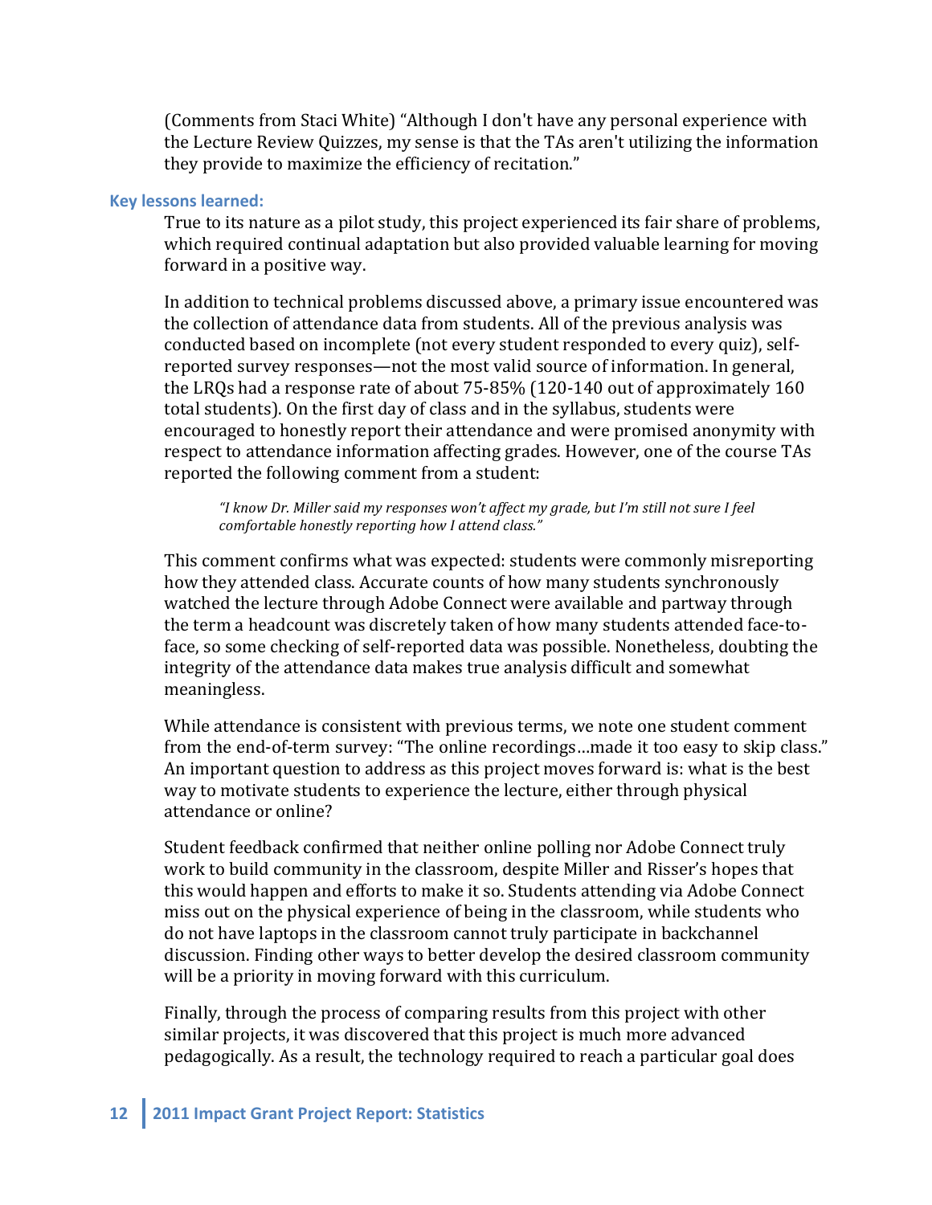(Comments from Staci White) “Although I don't have any personal experience with the Lecture Review Quizzes, my sense is that the TAs aren't utilizing the information they provide to maximize the efficiency of recitation.”

### Key lessons learned:

True to its nature as a pilot study, this project experienced its fair share of problems, which required continual adaptation but also provided valuable learning for moving forward in a positive way.

In addition to technical problems discussed above, a primary issue encountered was the collection of attendance data from students. All of the previous analysis was conducted based on incomplete (not every student responded to every quiz), self-reported survey responses—not the most valid source of information. In general, the LRQs had a response rate of about 75-85% (120-140 out of approximately 160 total students). On the first day of class and in the syllabus, students were encouraged to honestly report their attendance and were promised anonymity with respect to attendance information affecting grades. However, one of the course TAs reported the following comment from a student:

> *“I know Dr. Miller said my responses won’t affect my grade, but I’m still not sure I feel comfortable honestly reporting how I attend class.”*

This comment confirms what was expected: students were commonly misreporting how they attended class. Accurate counts of how many students synchronously watched the lecture through Adobe Connect were available and partway through the term a headcount was discretely taken of how many students attended face-to-face, so some checking of self-reported data was possible. Nonetheless, doubting the integrity of the attendance data makes true analysis difficult and somewhat meaningless.

While attendance is consistent with previous terms, we note one student comment from the end-of-term survey: “The online recordings…made it too easy to skip class.” An important question to address as this project moves forward is: what is the best way to motivate students to experience the lecture, either through physical attendance or online?

Student feedback confirmed that neither online polling nor Adobe Connect truly work to build community in the classroom, despite Miller and Risser’s hopes that this would happen and efforts to make it so. Students attending via Adobe Connect miss out on the physical experience of being in the classroom, while students who do not have laptops in the classroom cannot truly participate in backchannel discussion. Finding other ways to better develop the desired classroom community will be a priority in moving forward with this curriculum.

Finally, through the process of comparing results from this project with other similar projects, it was discovered that this project is much more advanced pedagogically. As a result, the technology required to reach a particular goal does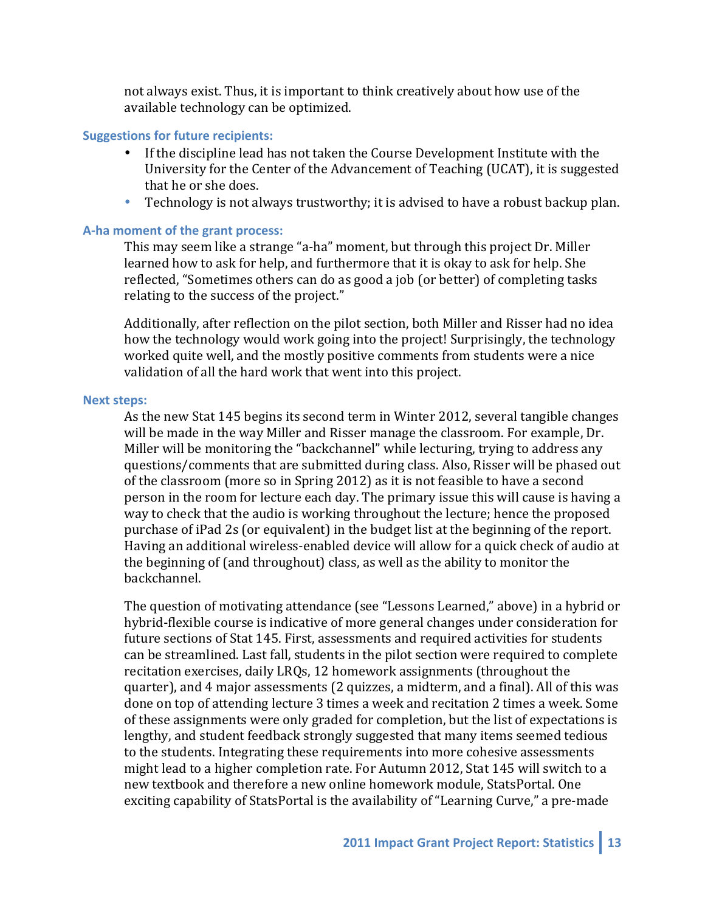not always exist. Thus, it is important to think creatively about how use of the available technology can be optimized.

### Suggestions for future recipients:

- If the discipline lead has not taken the Course Development Institute with the University for the Center of the Advancement of Teaching (UCAT), it is suggested that he or she does.
- Technology is not always trustworthy; it is advised to have a robust backup plan.

### A-ha moment of the grant process:

This may seem like a strange "a-ha" moment, but through this project Dr. Miller learned how to ask for help, and furthermore that it is okay to ask for help. She reflected, "Sometimes others can do as good a job (or better) of completing tasks relating to the success of the project."

Additionally, after reflection on the pilot section, both Miller and Risser had no idea how the technology would work going into the project! Surprisingly, the technology worked quite well, and the mostly positive comments from students were a nice validation of all the hard work that went into this project.

### Next steps:

As the new Stat 145 begins its second term in Winter 2012, several tangible changes will be made in the way Miller and Risser manage the classroom. For example, Dr. Miller will be monitoring the "backchannel" while lecturing, trying to address any questions/comments that are submitted during class. Also, Risser will be phased out of the classroom (more so in Spring 2012) as it is not feasible to have a second person in the room for lecture each day. The primary issue this will cause is having a way to check that the audio is working throughout the lecture; hence the proposed purchase of iPad 2s (or equivalent) in the budget list at the beginning of the report. Having an additional wireless-enabled device will allow for a quick check of audio at the beginning of (and throughout) class, as well as the ability to monitor the backchannel.

The question of motivating attendance (see "Lessons Learned," above) in a hybrid or hybrid-flexible course is indicative of more general changes under consideration for future sections of Stat 145. First, assessments and required activities for students can be streamlined. Last fall, students in the pilot section were required to complete recitation exercises, daily LRQs, 12 homework assignments (throughout the quarter), and 4 major assessments (2 quizzes, a midterm, and a final). All of this was done on top of attending lecture 3 times a week and recitation 2 times a week. Some of these assignments were only graded for completion, but the list of expectations is lengthy, and student feedback strongly suggested that many items seemed tedious to the students. Integrating these requirements into more cohesive assessments might lead to a higher completion rate. For Autumn 2012, Stat 145 will switch to a new textbook and therefore a new online homework module, StatsPortal. One exciting capability of StatsPortal is the availability of "Learning Curve," a pre-made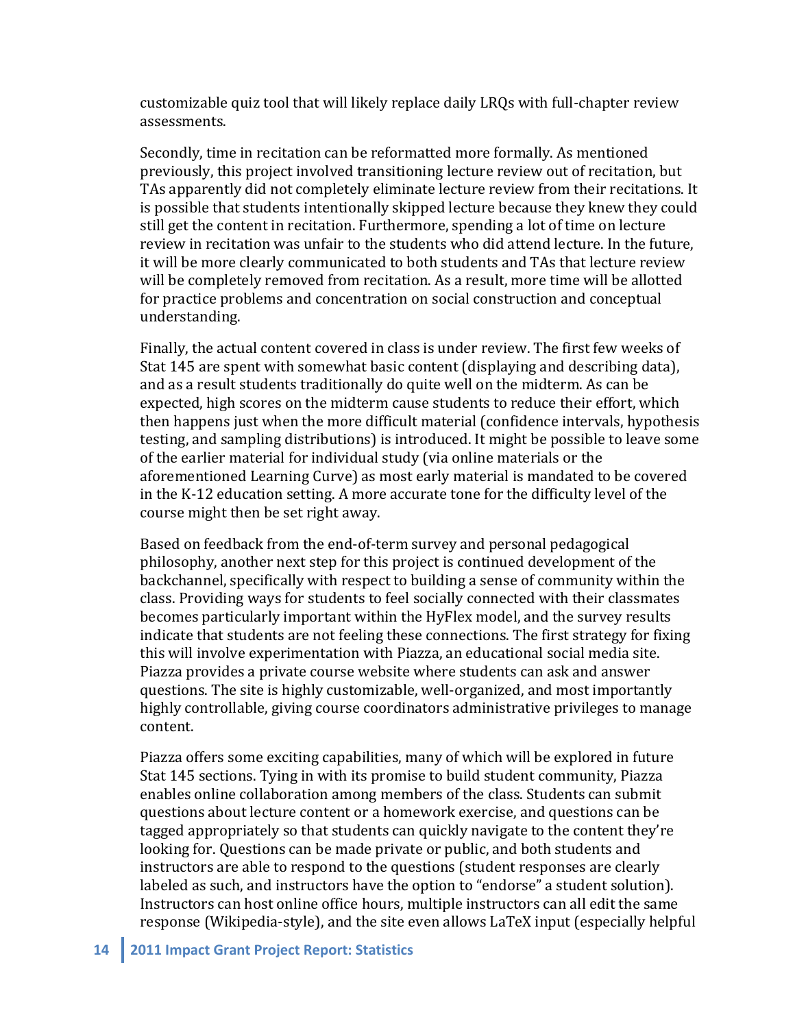customizable quiz tool that will likely replace daily LRQs with full-chapter review assessments.

Secondly, time in recitation can be reformatted more formally. As mentioned previously, this project involved transitioning lecture review out of recitation, but TAs apparently did not completely eliminate lecture review from their recitations. It is possible that students intentionally skipped lecture because they knew they could still get the content in recitation. Furthermore, spending a lot of time on lecture review in recitation was unfair to the students who did attend lecture. In the future, it will be more clearly communicated to both students and TAs that lecture review will be completely removed from recitation. As a result, more time will be allotted for practice problems and concentration on social construction and conceptual understanding.

Finally, the actual content covered in class is under review. The first few weeks of Stat 145 are spent with somewhat basic content (displaying and describing data), and as a result students traditionally do quite well on the midterm. As can be expected, high scores on the midterm cause students to reduce their effort, which then happens just when the more difficult material (confidence intervals, hypothesis testing, and sampling distributions) is introduced. It might be possible to leave some of the earlier material for individual study (via online materials or the aforementioned Learning Curve) as most early material is mandated to be covered in the K-12 education setting. A more accurate tone for the difficulty level of the course might then be set right away.

Based on feedback from the end-of-term survey and personal pedagogical philosophy, another next step for this project is continued development of the backchannel, specifically with respect to building a sense of community within the class. Providing ways for students to feel socially connected with their classmates becomes particularly important within the HyFlex model, and the survey results indicate that students are not feeling these connections. The first strategy for fixing this will involve experimentation with Piazza, an educational social media site. Piazza provides a private course website where students can ask and answer questions. The site is highly customizable, well-organized, and most importantly highly controllable, giving course coordinators administrative privileges to manage content.

Piazza offers some exciting capabilities, many of which will be explored in future Stat 145 sections. Tying in with its promise to build student community, Piazza enables online collaboration among members of the class. Students can submit questions about lecture content or a homework exercise, and questions can be tagged appropriately so that students can quickly navigate to the content they're looking for. Questions can be made private or public, and both students and instructors are able to respond to the questions (student responses are clearly labeled as such, and instructors have the option to "endorse" a student solution). Instructors can host online office hours, multiple instructors can all edit the same response (Wikipedia-style), and the site even allows LaTeX input (especially helpful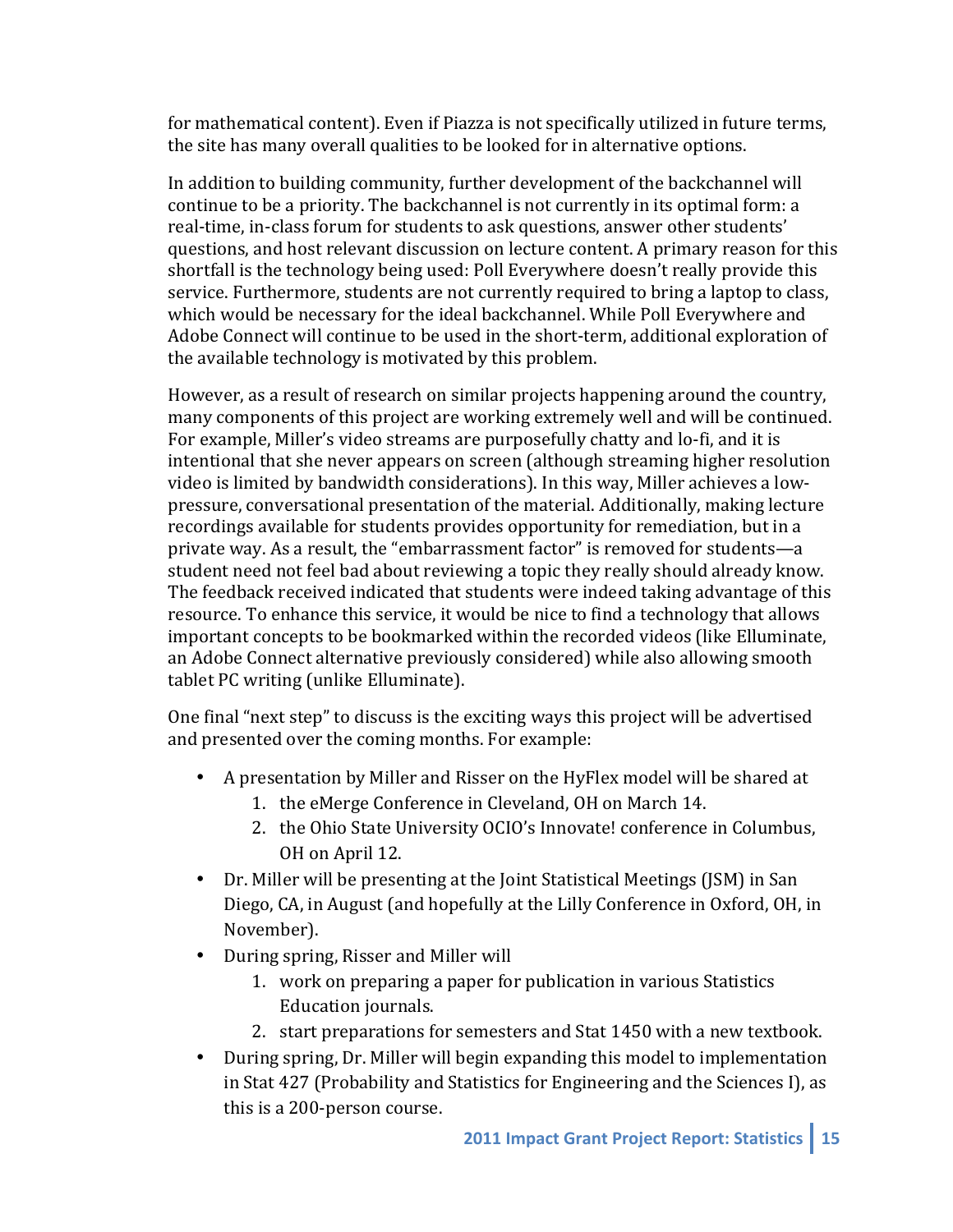for mathematical content). Even if Piazza is not specifically utilized in future terms, the site has many overall qualities to be looked for in alternative options.

In addition to building community, further development of the backchannel will continue to be a priority. The backchannel is not currently in its optimal form: a real-time, in-class forum for students to ask questions, answer other students' questions, and host relevant discussion on lecture content. A primary reason for this shortfall is the technology being used: Poll Everywhere doesn't really provide this service. Furthermore, students are not currently required to bring a laptop to class, which would be necessary for the ideal backchannel. While Poll Everywhere and Adobe Connect will continue to be used in the short-term, additional exploration of the available technology is motivated by this problem.

However, as a result of research on similar projects happening around the country, many components of this project are working extremely well and will be continued. For example, Miller's video streams are purposefully chatty and lo-fi, and it is intentional that she never appears on screen (although streaming higher resolution video is limited by bandwidth considerations). In this way, Miller achieves a low-pressure, conversational presentation of the material. Additionally, making lecture recordings available for students provides opportunity for remediation, but in a private way. As a result, the "embarrassment factor" is removed for students—a student need not feel bad about reviewing a topic they really should already know. The feedback received indicated that students were indeed taking advantage of this resource. To enhance this service, it would be nice to find a technology that allows important concepts to be bookmarked within the recorded videos (like Elluminate, an Adobe Connect alternative previously considered) while also allowing smooth tablet PC writing (unlike Elluminate).

One final "next step" to discuss is the exciting ways this project will be advertised and presented over the coming months. For example:

- A presentation by Miller and Risser on the HyFlex model will be shared at
  1. the eMerge Conference in Cleveland, OH on March 14.
  2. the Ohio State University OCIO's Innovate! conference in Columbus, OH on April 12.
- Dr. Miller will be presenting at the Joint Statistical Meetings (JSM) in San Diego, CA, in August (and hopefully at the Lilly Conference in Oxford, OH, in November).
- During spring, Risser and Miller will
  1. work on preparing a paper for publication in various Statistics Education journals.
  2. start preparations for semesters and Stat 1450 with a new textbook.
- During spring, Dr. Miller will begin expanding this model to implementation in Stat 427 (Probability and Statistics for Engineering and the Sciences I), as this is a 200-person course.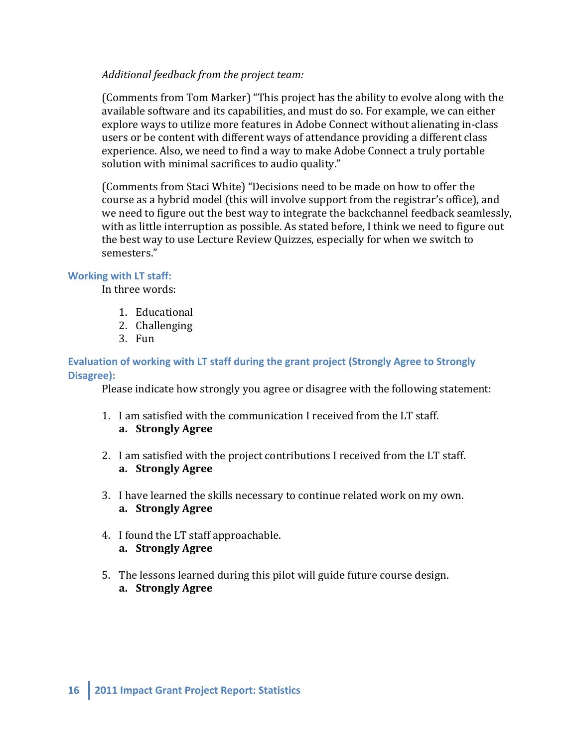*Additional feedback from the project team:*

(Comments from Tom Marker) "This project has the ability to evolve along with the available software and its capabilities, and must do so. For example, we can either explore ways to utilize more features in Adobe Connect without alienating in-class users or be content with different ways of attendance providing a different class experience. Also, we need to find a way to make Adobe Connect a truly portable solution with minimal sacrifices to audio quality."

(Comments from Staci White) "Decisions need to be made on how to offer the course as a hybrid model (this will involve support from the registrar's office), and we need to figure out the best way to integrate the backchannel feedback seamlessly, with as little interruption as possible. As stated before, I think we need to figure out the best way to use Lecture Review Quizzes, especially for when we switch to semesters."

### Working with LT staff:

In three words:

1. Educational
2. Challenging
3. Fun

### Evaluation of working with LT staff during the grant project (Strongly Agree to Strongly Disagree):

Please indicate how strongly you agree or disagree with the following statement:

1. I am satisfied with the communication I received from the LT staff.
   a. **Strongly Agree**

2. I am satisfied with the project contributions I received from the LT staff.
   a. **Strongly Agree**

3. I have learned the skills necessary to continue related work on my own.
   a. **Strongly Agree**

4. I found the LT staff approachable.
   a. **Strongly Agree**

5. The lessons learned during this pilot will guide future course design.
   a. **Strongly Agree**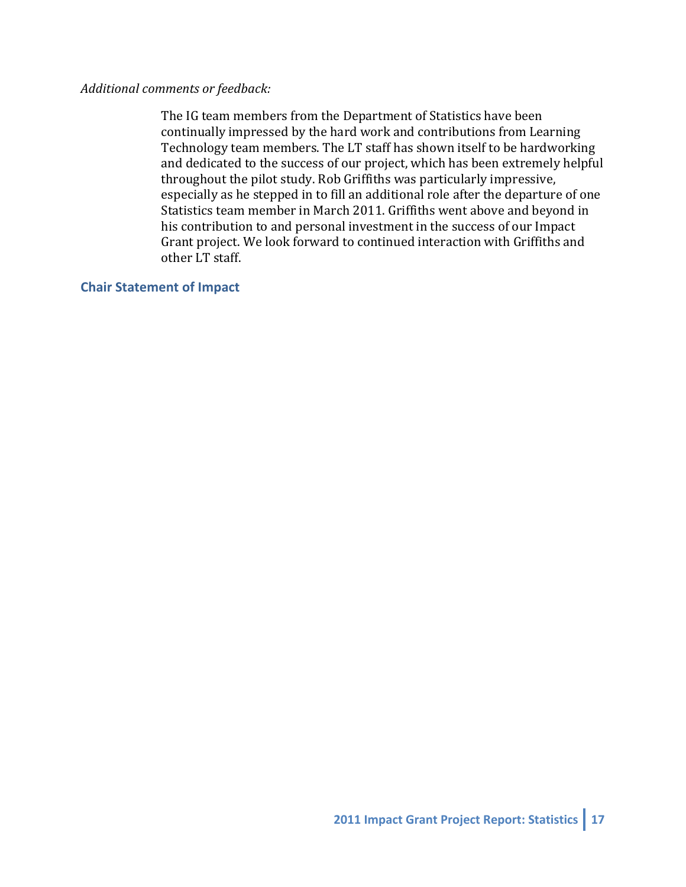*Additional comments or feedback:*

> The IG team members from the Department of Statistics have been continually impressed by the hard work and contributions from Learning Technology team members. The LT staff has shown itself to be hardworking and dedicated to the success of our project, which has been extremely helpful throughout the pilot study. Rob Griffiths was particularly impressive, especially as he stepped in to fill an additional role after the departure of one Statistics team member in March 2011. Griffiths went above and beyond in his contribution to and personal investment in the success of our Impact Grant project. We look forward to continued interaction with Griffiths and other LT staff.

## Chair Statement of Impact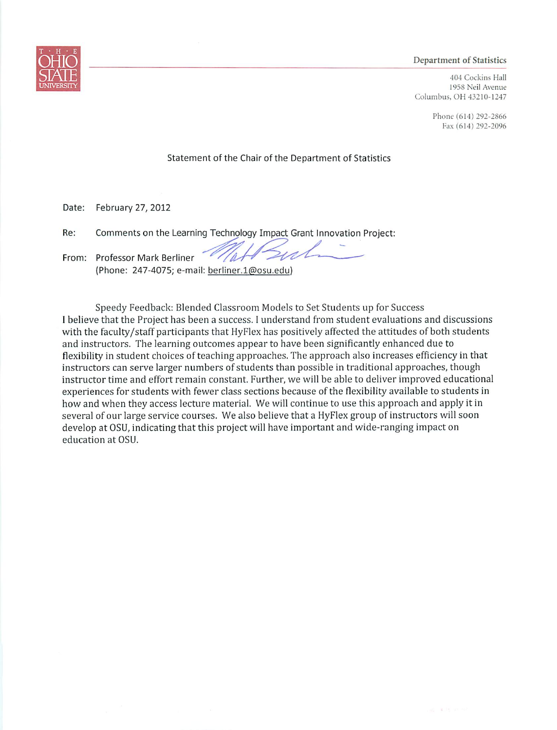THE OHIO STATE UNIVERSITY

**Department of Statistics**

404 Cockins Hall
1958 Neil Avenue
Columbus, OH 43210-1247

Phone (614) 292-2866
Fax (614) 292-2096

Statement of the Chair of the Department of Statistics

Date: February 27, 2012

Re: Comments on the Learning Technology Impact Grant Innovation Project:

From: Professor Mark Berliner
(Phone: 247-4075; e-mail: berliner.1@osu.edu)

Speedy Feedback: Blended Classroom Models to Set Students up for Success

I believe that the Project has been a success. I understand from student evaluations and discussions with the faculty/staff participants that HyFlex has positively affected the attitudes of both students and instructors. The learning outcomes appear to have been significantly enhanced due to flexibility in student choices of teaching approaches. The approach also increases efficiency in that instructors can serve larger numbers of students than possible in traditional approaches, though instructor time and effort remain constant. Further, we will be able to deliver improved educational experiences for students with fewer class sections because of the flexibility available to students in how and when they access lecture material. We will continue to use this approach and apply it in several of our large service courses. We also believe that a HyFlex group of instructors will soon develop at OSU, indicating that this project will have important and wide-ranging impact on education at OSU.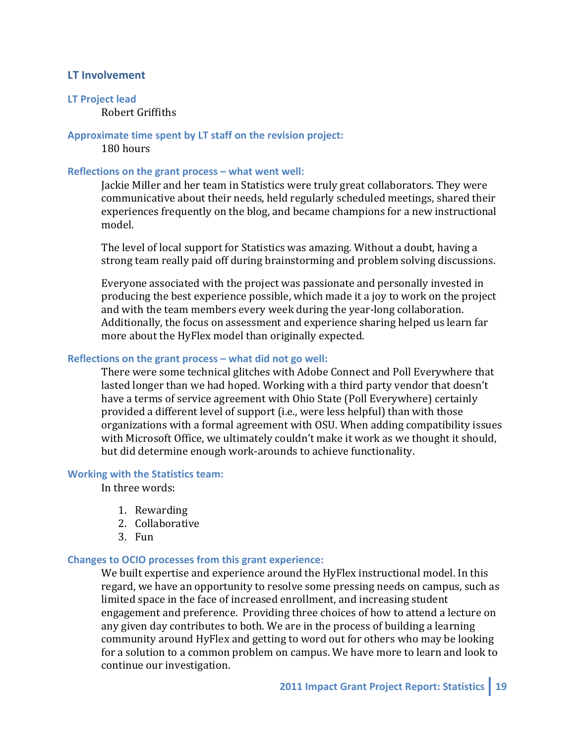## LT Involvement

### LT Project lead

Robert Griffiths

### Approximate time spent by LT staff on the revision project:

180 hours

### Reflections on the grant process – what went well:

Jackie Miller and her team in Statistics were truly great collaborators. They were communicative about their needs, held regularly scheduled meetings, shared their experiences frequently on the blog, and became champions for a new instructional model.

The level of local support for Statistics was amazing. Without a doubt, having a strong team really paid off during brainstorming and problem solving discussions.

Everyone associated with the project was passionate and personally invested in producing the best experience possible, which made it a joy to work on the project and with the team members every week during the year-long collaboration. Additionally, the focus on assessment and experience sharing helped us learn far more about the HyFlex model than originally expected.

### Reflections on the grant process – what did not go well:

There were some technical glitches with Adobe Connect and Poll Everywhere that lasted longer than we had hoped. Working with a third party vendor that doesn't have a terms of service agreement with Ohio State (Poll Everywhere) certainly provided a different level of support (i.e., were less helpful) than with those organizations with a formal agreement with OSU. When adding compatibility issues with Microsoft Office, we ultimately couldn't make it work as we thought it should, but did determine enough work-arounds to achieve functionality.

### Working with the Statistics team:

In three words:

1. Rewarding
2. Collaborative
3. Fun

### Changes to OCIO processes from this grant experience:

We built expertise and experience around the HyFlex instructional model. In this regard, we have an opportunity to resolve some pressing needs on campus, such as limited space in the face of increased enrollment, and increasing student engagement and preference. Providing three choices of how to attend a lecture on any given day contributes to both. We are in the process of building a learning community around HyFlex and getting to word out for others who may be looking for a solution to a common problem on campus. We have more to learn and look to continue our investigation.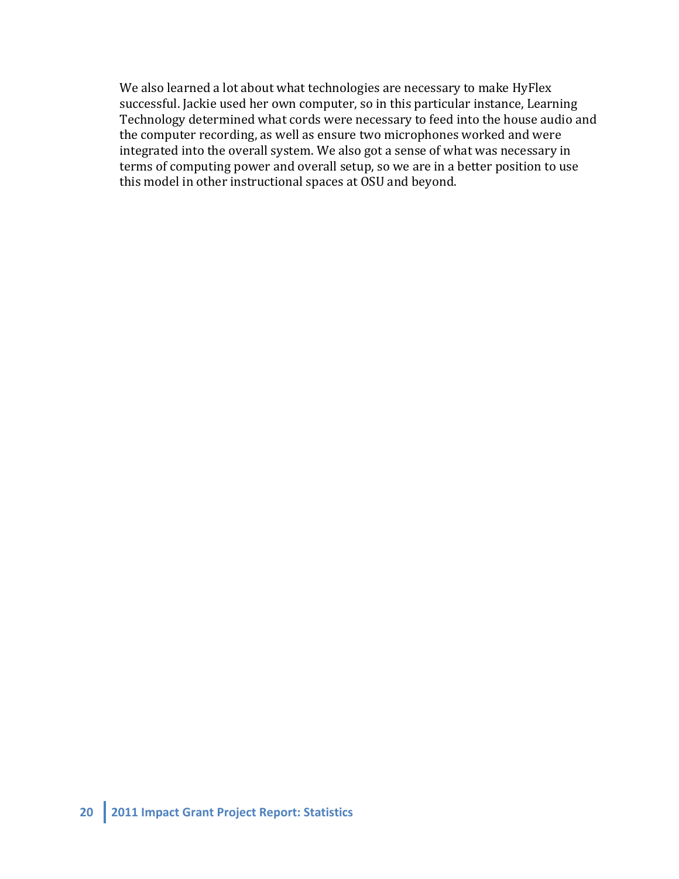We also learned a lot about what technologies are necessary to make HyFlex successful. Jackie used her own computer, so in this particular instance, Learning Technology determined what cords were necessary to feed into the house audio and the computer recording, as well as ensure two microphones worked and were integrated into the overall system. We also got a sense of what was necessary in terms of computing power and overall setup, so we are in a better position to use this model in other instructional spaces at OSU and beyond.